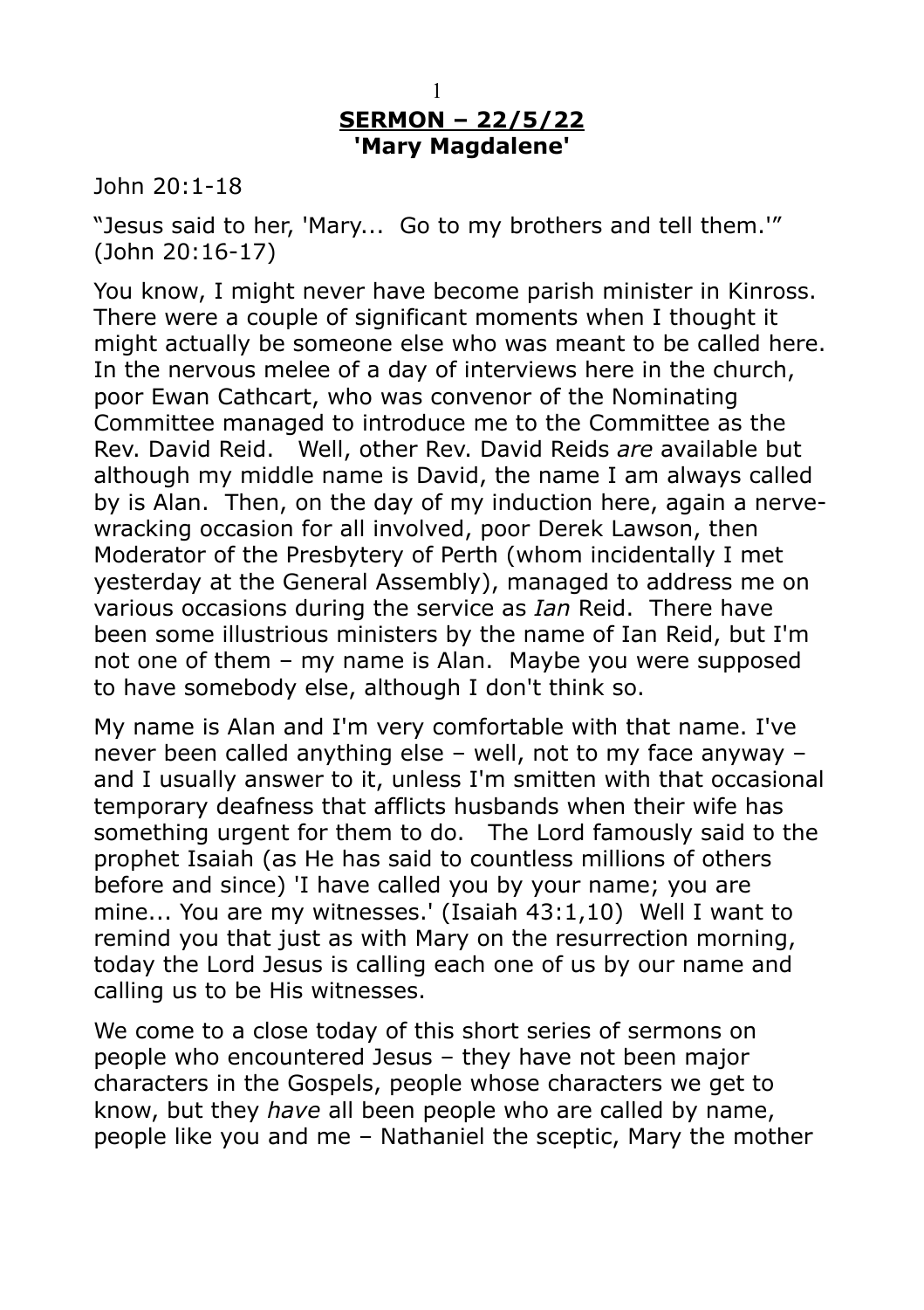# **SERMON – 22/5/22**
# **'Mary Magdalene'**

John 20:1-18

"Jesus said to her, 'Mary... Go to my brothers and tell them.'" (John 20:16-17)

You know, I might never have become parish minister in Kinross. There were a couple of significant moments when I thought it might actually be someone else who was meant to be called here. In the nervous melee of a day of interviews here in the church, poor Ewan Cathcart, who was convenor of the Nominating Committee managed to introduce me to the Committee as the Rev. David Reid. Well, other Rev. David Reids *are* available but although my middle name is David, the name I am always called by is Alan. Then, on the day of my induction here, again a nerve-wracking occasion for all involved, poor Derek Lawson, then Moderator of the Presbytery of Perth (whom incidentally I met yesterday at the General Assembly), managed to address me on various occasions during the service as *Ian* Reid. There have been some illustrious ministers by the name of Ian Reid, but I'm not one of them – my name is Alan. Maybe you were supposed to have somebody else, although I don't think so.

My name is Alan and I'm very comfortable with that name. I've never been called anything else – well, not to my face anyway – and I usually answer to it, unless I'm smitten with that occasional temporary deafness that afflicts husbands when their wife has something urgent for them to do. The Lord famously said to the prophet Isaiah (as He has said to countless millions of others before and since) 'I have called you by your name; you are mine... You are my witnesses.' (Isaiah 43:1,10) Well I want to remind you that just as with Mary on the resurrection morning, today the Lord Jesus is calling each one of us by our name and calling us to be His witnesses.

We come to a close today of this short series of sermons on people who encountered Jesus – they have not been major characters in the Gospels, people whose characters we get to know, but they *have* all been people who are called by name, people like you and me – Nathaniel the sceptic, Mary the mother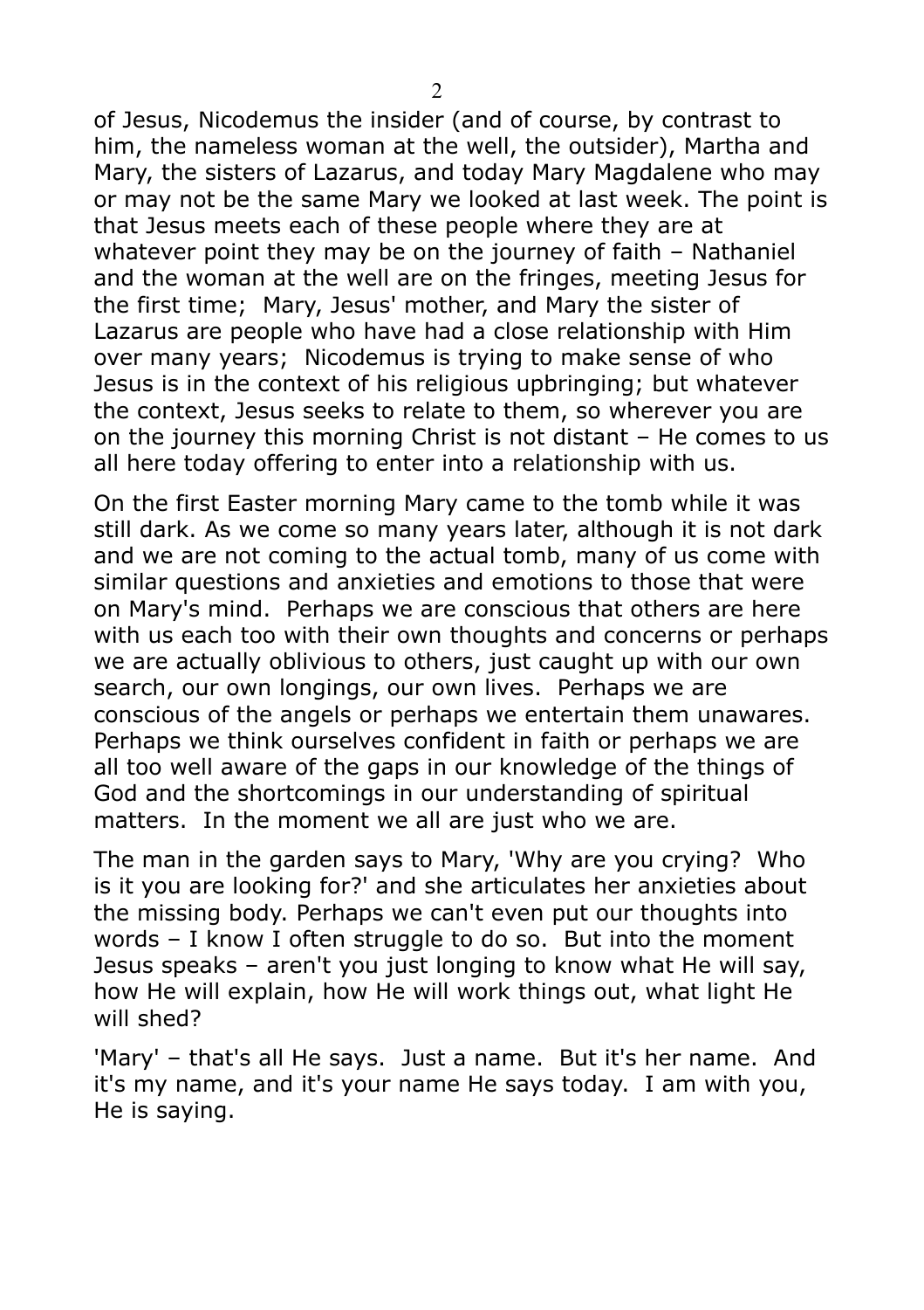of Jesus, Nicodemus the insider (and of course, by contrast to him, the nameless woman at the well, the outsider), Martha and Mary, the sisters of Lazarus, and today Mary Magdalene who may or may not be the same Mary we looked at last week. The point is that Jesus meets each of these people where they are at whatever point they may be on the journey of faith – Nathaniel and the woman at the well are on the fringes, meeting Jesus for the first time; Mary, Jesus' mother, and Mary the sister of Lazarus are people who have had a close relationship with Him over many years; Nicodemus is trying to make sense of who Jesus is in the context of his religious upbringing; but whatever the context, Jesus seeks to relate to them, so wherever you are on the journey this morning Christ is not distant – He comes to us all here today offering to enter into a relationship with us.

On the first Easter morning Mary came to the tomb while it was still dark. As we come so many years later, although it is not dark and we are not coming to the actual tomb, many of us come with similar questions and anxieties and emotions to those that were on Mary's mind. Perhaps we are conscious that others are here with us each too with their own thoughts and concerns or perhaps we are actually oblivious to others, just caught up with our own search, our own longings, our own lives. Perhaps we are conscious of the angels or perhaps we entertain them unawares. Perhaps we think ourselves confident in faith or perhaps we are all too well aware of the gaps in our knowledge of the things of God and the shortcomings in our understanding of spiritual matters. In the moment we all are just who we are.

The man in the garden says to Mary, 'Why are you crying? Who is it you are looking for?' and she articulates her anxieties about the missing body. Perhaps we can't even put our thoughts into words – I know I often struggle to do so. But into the moment Jesus speaks – aren't you just longing to know what He will say, how He will explain, how He will work things out, what light He will shed?

'Mary' – that's all He says. Just a name. But it's her name. And it's my name, and it's your name He says today. I am with you, He is saying.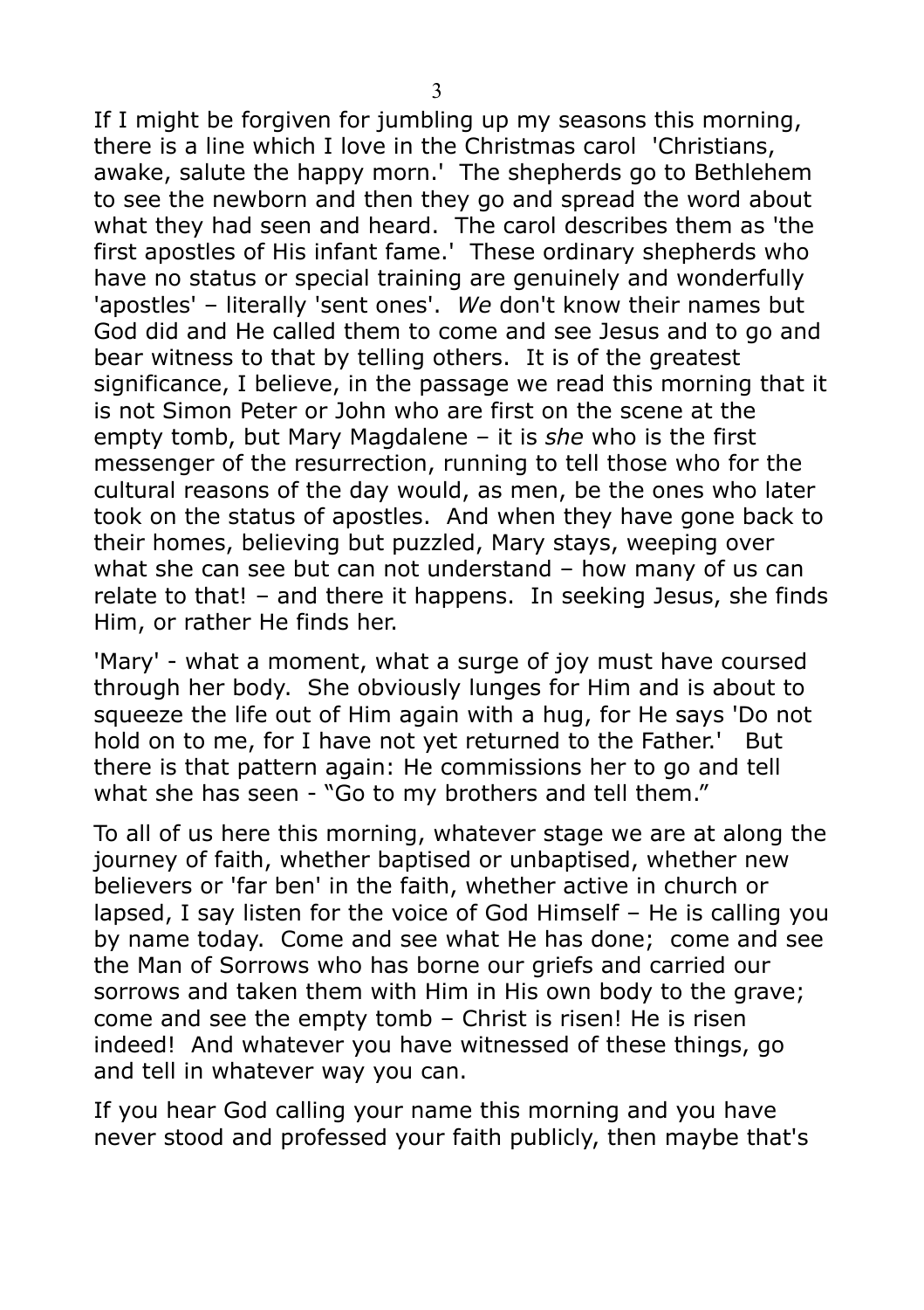If I might be forgiven for jumbling up my seasons this morning, there is a line which I love in the Christmas carol 'Christians, awake, salute the happy morn.' The shepherds go to Bethlehem to see the newborn and then they go and spread the word about what they had seen and heard. The carol describes them as 'the first apostles of His infant fame.' These ordinary shepherds who have no status or special training are genuinely and wonderfully 'apostles' – literally 'sent ones'. *We* don't know their names but God did and He called them to come and see Jesus and to go and bear witness to that by telling others. It is of the greatest significance, I believe, in the passage we read this morning that it is not Simon Peter or John who are first on the scene at the empty tomb, but Mary Magdalene – it is *she* who is the first messenger of the resurrection, running to tell those who for the cultural reasons of the day would, as men, be the ones who later took on the status of apostles. And when they have gone back to their homes, believing but puzzled, Mary stays, weeping over what she can see but can not understand – how many of us can relate to that! – and there it happens. In seeking Jesus, she finds Him, or rather He finds her.

'Mary' - what a moment, what a surge of joy must have coursed through her body. She obviously lunges for Him and is about to squeeze the life out of Him again with a hug, for He says 'Do not hold on to me, for I have not yet returned to the Father.' But there is that pattern again: He commissions her to go and tell what she has seen - "Go to my brothers and tell them."

To all of us here this morning, whatever stage we are at along the journey of faith, whether baptised or unbaptised, whether new believers or 'far ben' in the faith, whether active in church or lapsed, I say listen for the voice of God Himself – He is calling you by name today. Come and see what He has done; come and see the Man of Sorrows who has borne our griefs and carried our sorrows and taken them with Him in His own body to the grave; come and see the empty tomb – Christ is risen! He is risen indeed! And whatever you have witnessed of these things, go and tell in whatever way you can.

If you hear God calling your name this morning and you have never stood and professed your faith publicly, then maybe that's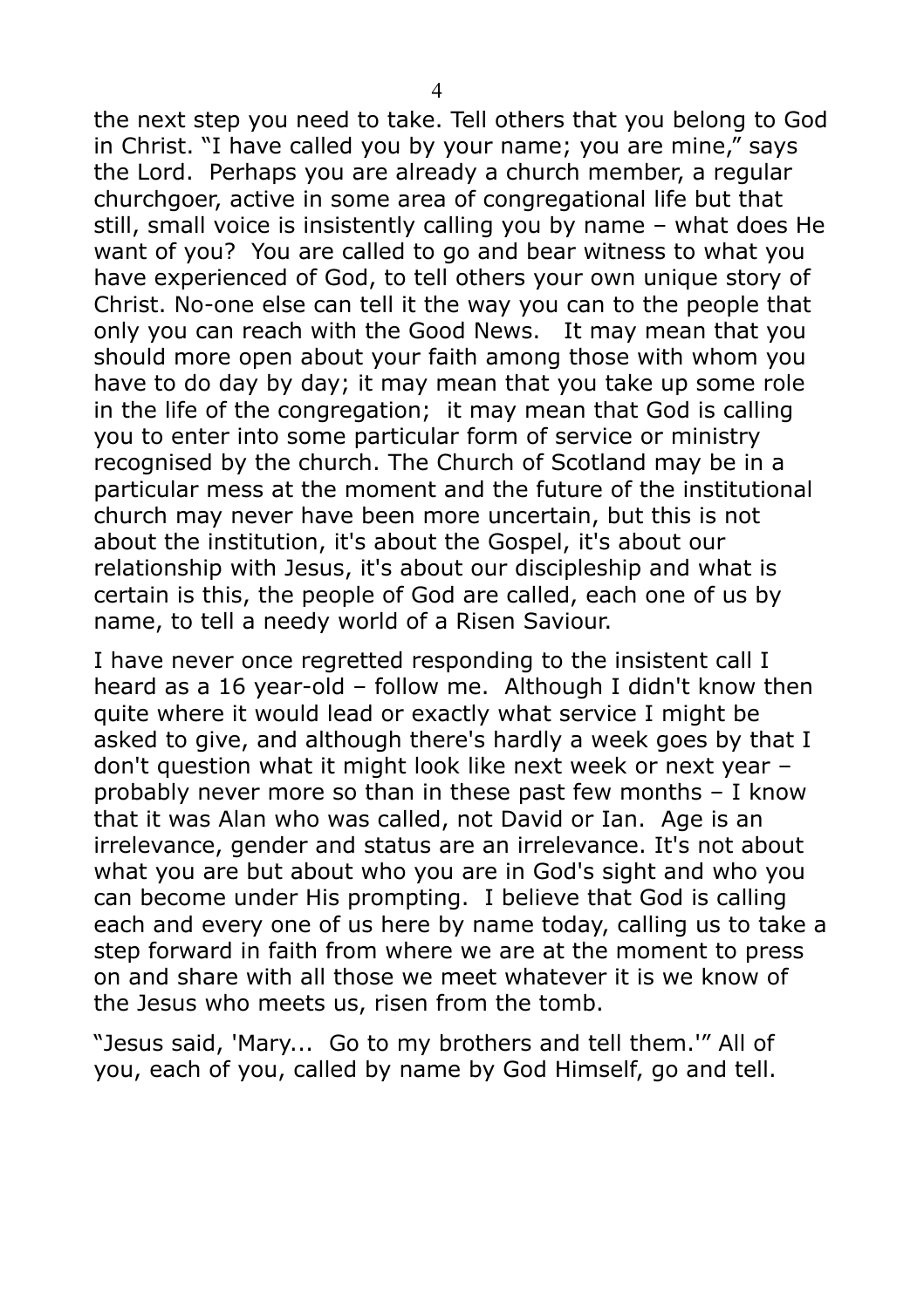the next step you need to take. Tell others that you belong to God in Christ. "I have called you by your name; you are mine," says the Lord. Perhaps you are already a church member, a regular churchgoer, active in some area of congregational life but that still, small voice is insistently calling you by name – what does He want of you? You are called to go and bear witness to what you have experienced of God, to tell others your own unique story of Christ. No-one else can tell it the way you can to the people that only you can reach with the Good News. It may mean that you should more open about your faith among those with whom you have to do day by day; it may mean that you take up some role in the life of the congregation; it may mean that God is calling you to enter into some particular form of service or ministry recognised by the church. The Church of Scotland may be in a particular mess at the moment and the future of the institutional church may never have been more uncertain, but this is not about the institution, it's about the Gospel, it's about our relationship with Jesus, it's about our discipleship and what is certain is this, the people of God are called, each one of us by name, to tell a needy world of a Risen Saviour.

I have never once regretted responding to the insistent call I heard as a 16 year-old – follow me. Although I didn't know then quite where it would lead or exactly what service I might be asked to give, and although there's hardly a week goes by that I don't question what it might look like next week or next year – probably never more so than in these past few months – I know that it was Alan who was called, not David or Ian. Age is an irrelevance, gender and status are an irrelevance. It's not about what you are but about who you are in God's sight and who you can become under His prompting. I believe that God is calling each and every one of us here by name today, calling us to take a step forward in faith from where we are at the moment to press on and share with all those we meet whatever it is we know of the Jesus who meets us, risen from the tomb.

"Jesus said, 'Mary... Go to my brothers and tell them.'" All of you, each of you, called by name by God Himself, go and tell.